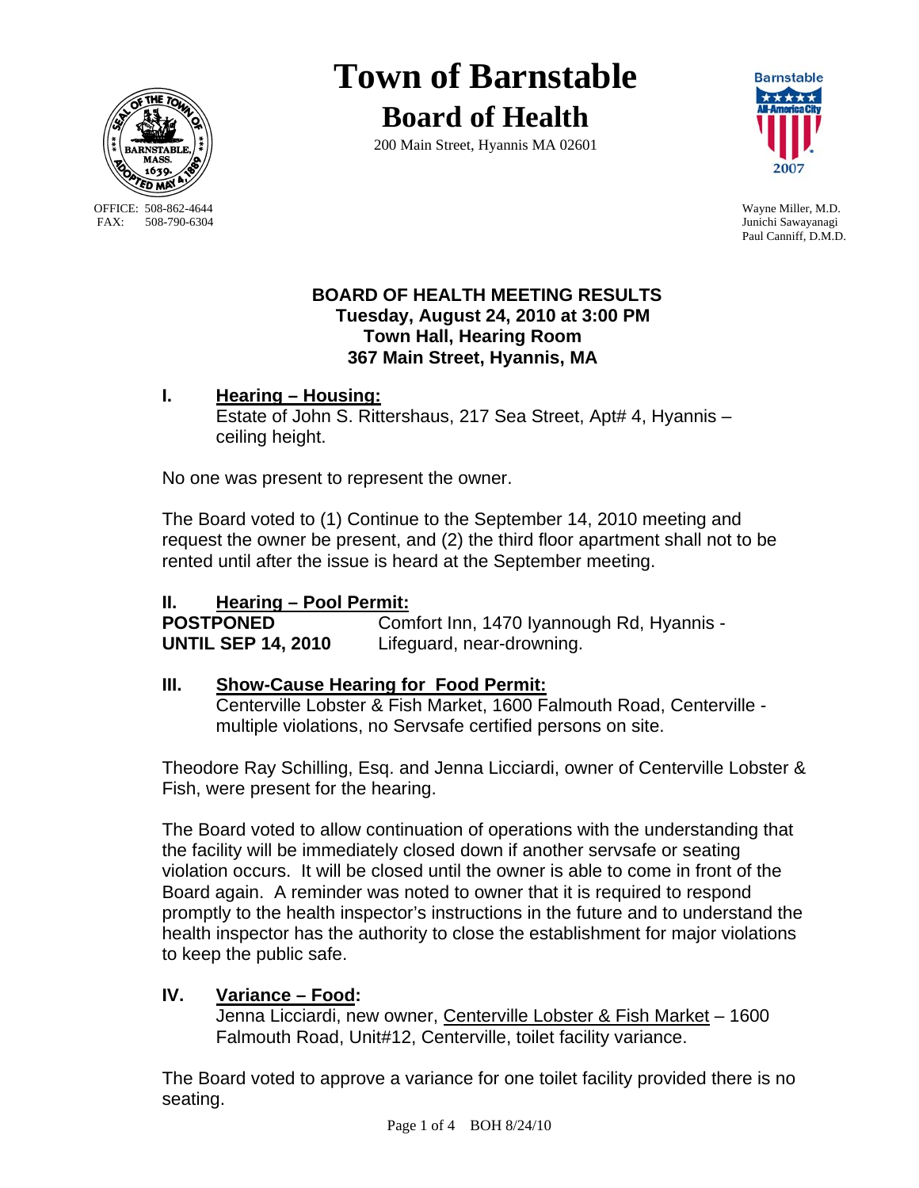# Town of Barnstable

## Board of Health

200 Main Street, Hyannis MA 02601

OFFICE: 508-862-4644
FAX: 508-790-6304

Wayne Miller, M.D.
Junichi Sawayanagi
Paul Canniff, D.M.D.

**BOARD OF HEALTH MEETING RESULTS**
**Tuesday, August 24, 2010 at 3:00 PM**
**Town Hall, Hearing Room**
**367 Main Street, Hyannis, MA**

## I. Hearing – Housing:

Estate of John S. Rittershaus, 217 Sea Street, Apt# 4, Hyannis – ceiling height.

No one was present to represent the owner.

The Board voted to (1) Continue to the September 14, 2010 meeting and request the owner be present, and (2) the third floor apartment shall not to be rented until after the issue is heard at the September meeting.

## II. Hearing – Pool Permit:

**POSTPONED UNTIL SEP 14, 2010** Comfort Inn, 1470 Iyannough Rd, Hyannis - Lifeguard, near-drowning.

## III. Show-Cause Hearing for Food Permit:

Centerville Lobster & Fish Market, 1600 Falmouth Road, Centerville - multiple violations, no Servsafe certified persons on site.

Theodore Ray Schilling, Esq. and Jenna Licciardi, owner of Centerville Lobster & Fish, were present for the hearing.

The Board voted to allow continuation of operations with the understanding that the facility will be immediately closed down if another servsafe or seating violation occurs. It will be closed until the owner is able to come in front of the Board again. A reminder was noted to owner that it is required to respond promptly to the health inspector's instructions in the future and to understand the health inspector has the authority to close the establishment for major violations to keep the public safe.

## IV. Variance – Food:

Jenna Licciardi, new owner, Centerville Lobster & Fish Market – 1600 Falmouth Road, Unit#12, Centerville, toilet facility variance.

The Board voted to approve a variance for one toilet facility provided there is no seating.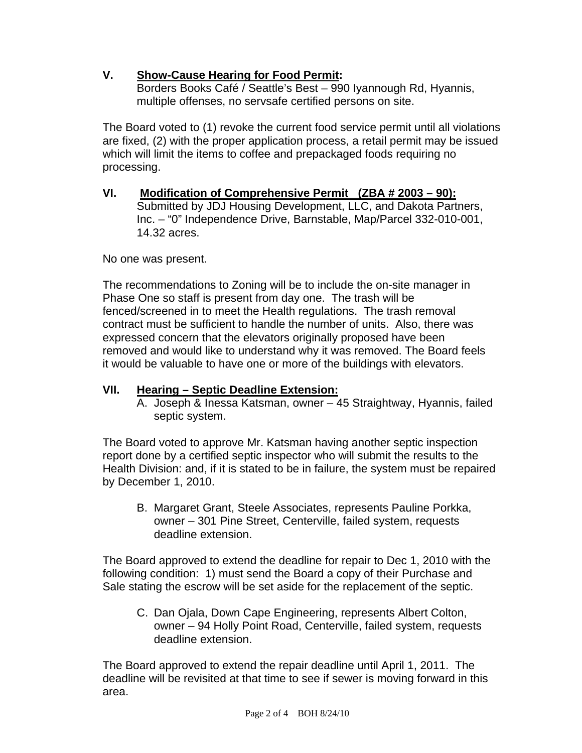**V. Show-Cause Hearing for Food Permit:**
Borders Books Café / Seattle's Best – 990 Iyannough Rd, Hyannis, multiple offenses, no servsafe certified persons on site.

The Board voted to (1) revoke the current food service permit until all violations are fixed, (2) with the proper application process, a retail permit may be issued which will limit the items to coffee and prepackaged foods requiring no processing.

**VI. Modification of Comprehensive Permit (ZBA # 2003 – 90):**
Submitted by JDJ Housing Development, LLC, and Dakota Partners, Inc. – "0" Independence Drive, Barnstable, Map/Parcel 332-010-001, 14.32 acres.

No one was present.

The recommendations to Zoning will be to include the on-site manager in Phase One so staff is present from day one. The trash will be fenced/screened in to meet the Health regulations. The trash removal contract must be sufficient to handle the number of units. Also, there was expressed concern that the elevators originally proposed have been removed and would like to understand why it was removed. The Board feels it would be valuable to have one or more of the buildings with elevators.

**VII. Hearing – Septic Deadline Extension:**

A. Joseph & Inessa Katsman, owner – 45 Straightway, Hyannis, failed septic system.

The Board voted to approve Mr. Katsman having another septic inspection report done by a certified septic inspector who will submit the results to the Health Division: and, if it is stated to be in failure, the system must be repaired by December 1, 2010.

B. Margaret Grant, Steele Associates, represents Pauline Porkka, owner – 301 Pine Street, Centerville, failed system, requests deadline extension.

The Board approved to extend the deadline for repair to Dec 1, 2010 with the following condition: 1) must send the Board a copy of their Purchase and Sale stating the escrow will be set aside for the replacement of the septic.

C. Dan Ojala, Down Cape Engineering, represents Albert Colton, owner – 94 Holly Point Road, Centerville, failed system, requests deadline extension.

The Board approved to extend the repair deadline until April 1, 2011. The deadline will be revisited at that time to see if sewer is moving forward in this area.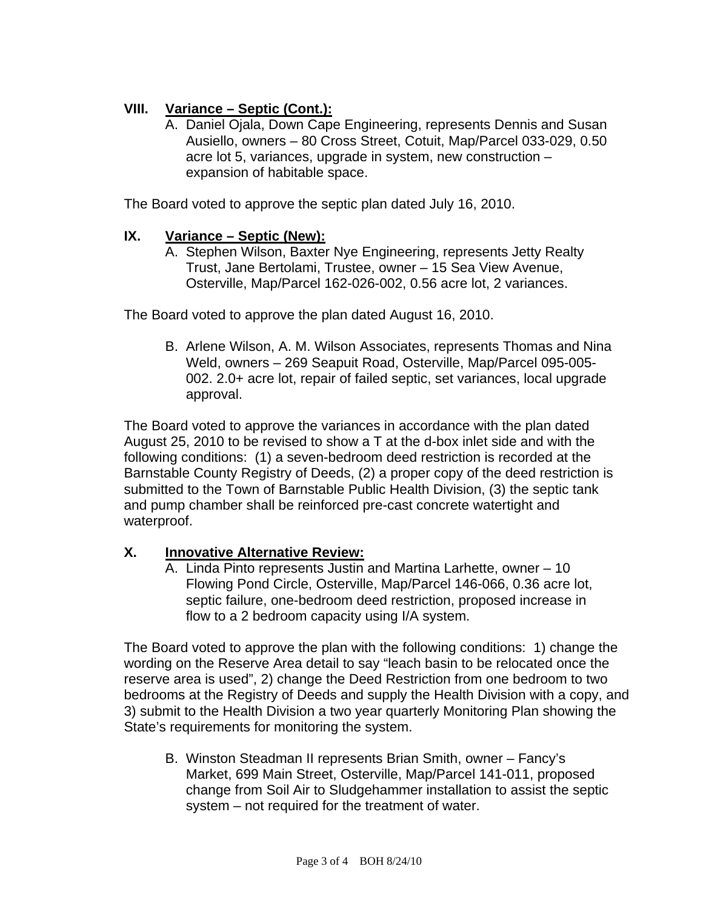## VIII. Variance – Septic (Cont.):

A. Daniel Ojala, Down Cape Engineering, represents Dennis and Susan Ausiello, owners – 80 Cross Street, Cotuit, Map/Parcel 033-029, 0.50 acre lot 5, variances, upgrade in system, new construction – expansion of habitable space.

The Board voted to approve the septic plan dated July 16, 2010.

## IX. Variance – Septic (New):

A. Stephen Wilson, Baxter Nye Engineering, represents Jetty Realty Trust, Jane Bertolami, Trustee, owner – 15 Sea View Avenue, Osterville, Map/Parcel 162-026-002, 0.56 acre lot, 2 variances.

The Board voted to approve the plan dated August 16, 2010.

B. Arlene Wilson, A. M. Wilson Associates, represents Thomas and Nina Weld, owners – 269 Seapuit Road, Osterville, Map/Parcel 095-005-002. 2.0+ acre lot, repair of failed septic, set variances, local upgrade approval.

The Board voted to approve the variances in accordance with the plan dated August 25, 2010 to be revised to show a T at the d-box inlet side and with the following conditions: (1) a seven-bedroom deed restriction is recorded at the Barnstable County Registry of Deeds, (2) a proper copy of the deed restriction is submitted to the Town of Barnstable Public Health Division, (3) the septic tank and pump chamber shall be reinforced pre-cast concrete watertight and waterproof.

## X. Innovative Alternative Review:

A. Linda Pinto represents Justin and Martina Larhette, owner – 10 Flowing Pond Circle, Osterville, Map/Parcel 146-066, 0.36 acre lot, septic failure, one-bedroom deed restriction, proposed increase in flow to a 2 bedroom capacity using I/A system.

The Board voted to approve the plan with the following conditions: 1) change the wording on the Reserve Area detail to say "leach basin to be relocated once the reserve area is used", 2) change the Deed Restriction from one bedroom to two bedrooms at the Registry of Deeds and supply the Health Division with a copy, and 3) submit to the Health Division a two year quarterly Monitoring Plan showing the State's requirements for monitoring the system.

B. Winston Steadman II represents Brian Smith, owner – Fancy's Market, 699 Main Street, Osterville, Map/Parcel 141-011, proposed change from Soil Air to Sludgehammer installation to assist the septic system – not required for the treatment of water.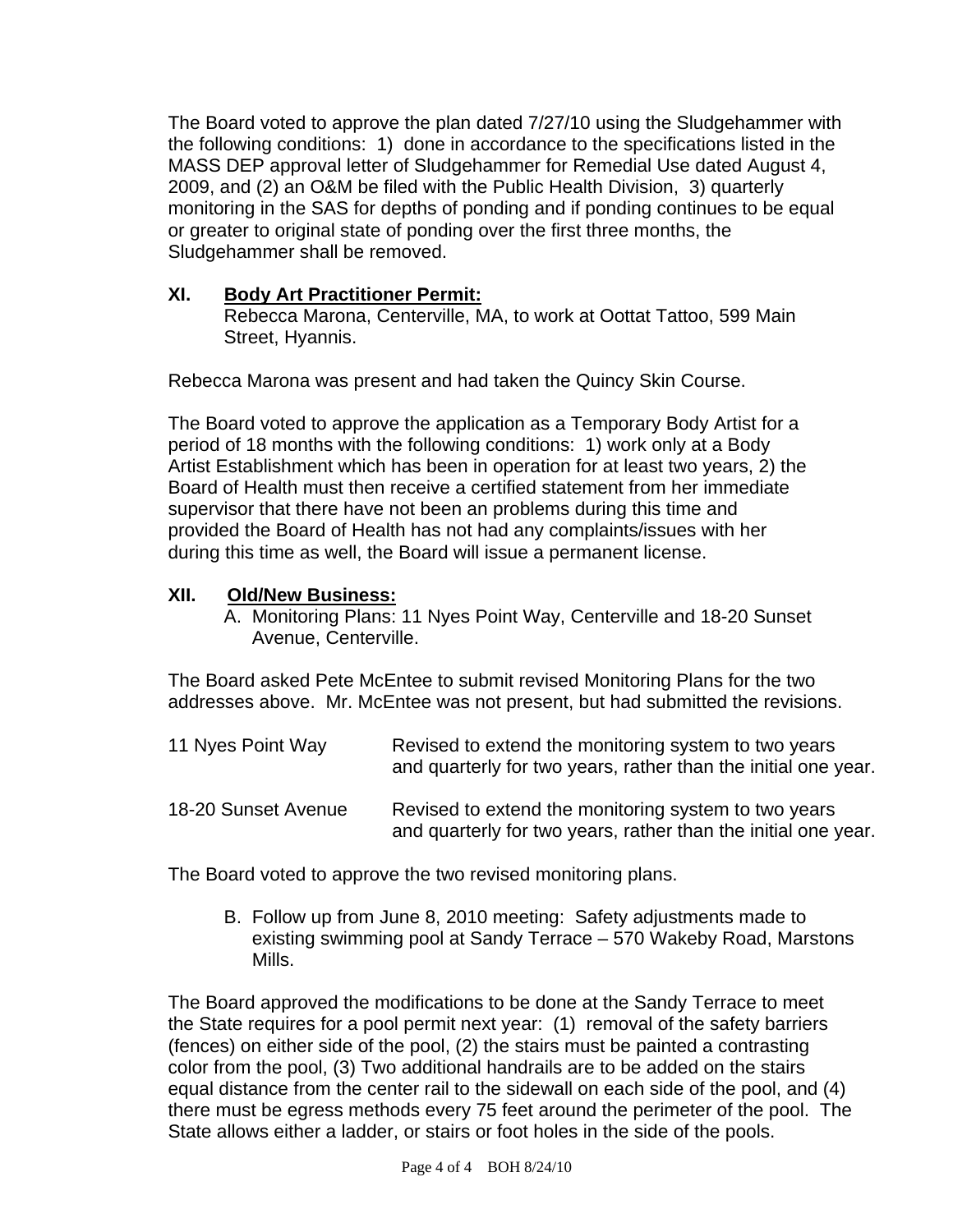The Board voted to approve the plan dated 7/27/10 using the Sludgehammer with the following conditions: 1) done in accordance to the specifications listed in the MASS DEP approval letter of Sludgehammer for Remedial Use dated August 4, 2009, and (2) an O&M be filed with the Public Health Division, 3) quarterly monitoring in the SAS for depths of ponding and if ponding continues to be equal or greater to original state of ponding over the first three months, the Sludgehammer shall be removed.

## XI. Body Art Practitioner Permit:

Rebecca Marona, Centerville, MA, to work at Oottat Tattoo, 599 Main Street, Hyannis.

Rebecca Marona was present and had taken the Quincy Skin Course.

The Board voted to approve the application as a Temporary Body Artist for a period of 18 months with the following conditions: 1) work only at a Body Artist Establishment which has been in operation for at least two years, 2) the Board of Health must then receive a certified statement from her immediate supervisor that there have not been an problems during this time and provided the Board of Health has not had any complaints/issues with her during this time as well, the Board will issue a permanent license.

## XII. Old/New Business:

A. Monitoring Plans: 11 Nyes Point Way, Centerville and 18-20 Sunset Avenue, Centerville.

The Board asked Pete McEntee to submit revised Monitoring Plans for the two addresses above. Mr. McEntee was not present, but had submitted the revisions.

| | |
|---|---|
| 11 Nyes Point Way | Revised to extend the monitoring system to two years and quarterly for two years, rather than the initial one year. |
| 18-20 Sunset Avenue | Revised to extend the monitoring system to two years and quarterly for two years, rather than the initial one year. |

The Board voted to approve the two revised monitoring plans.

B. Follow up from June 8, 2010 meeting: Safety adjustments made to existing swimming pool at Sandy Terrace – 570 Wakeby Road, Marstons Mills.

The Board approved the modifications to be done at the Sandy Terrace to meet the State requires for a pool permit next year: (1) removal of the safety barriers (fences) on either side of the pool, (2) the stairs must be painted a contrasting color from the pool, (3) Two additional handrails are to be added on the stairs equal distance from the center rail to the sidewall on each side of the pool, and (4) there must be egress methods every 75 feet around the perimeter of the pool. The State allows either a ladder, or stairs or foot holes in the side of the pools.